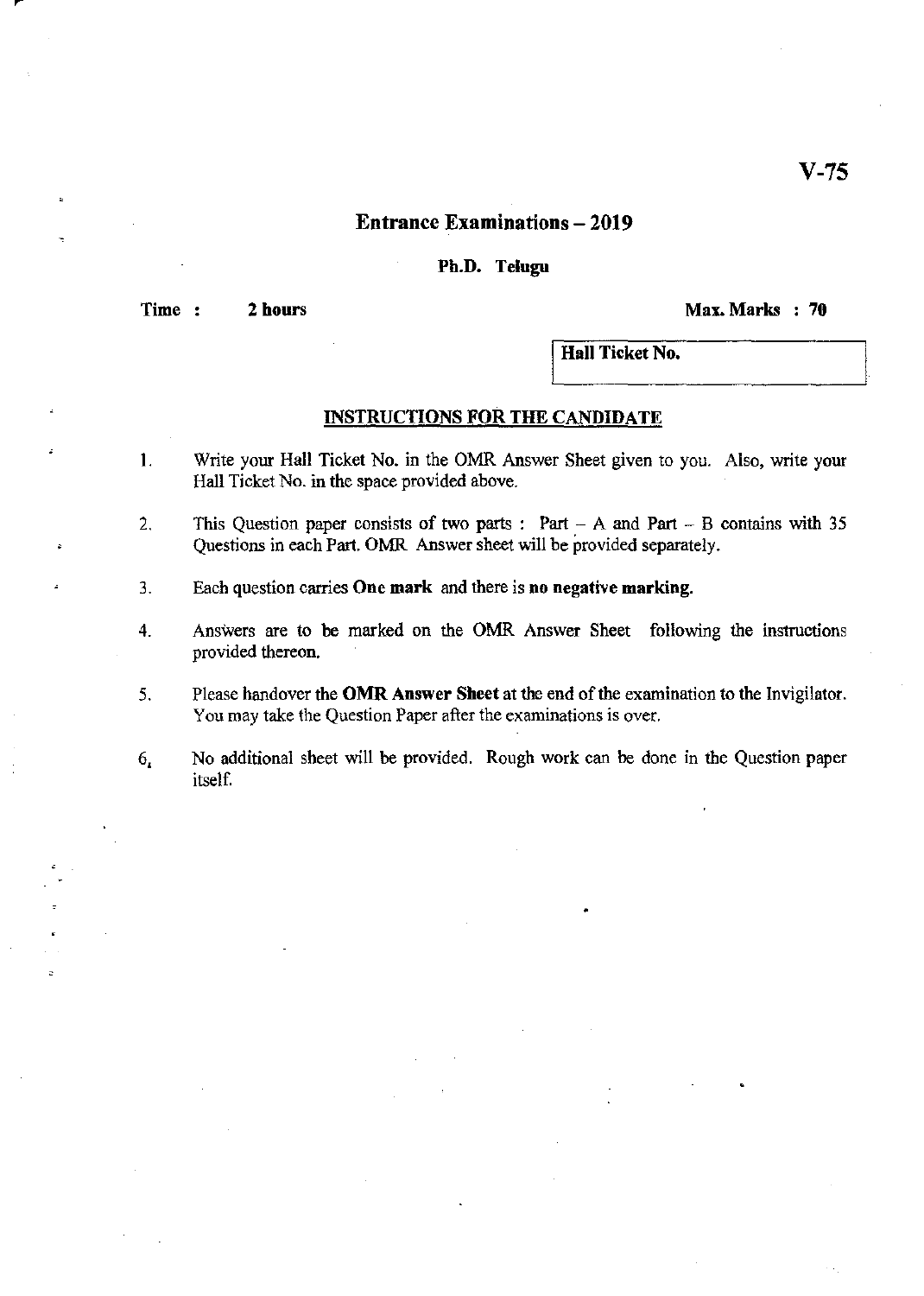V-75

# Entrance Examinations – 2019

## Ph.D. Telugu

**Time : 2 hours** **Max. Marks : 70**

| Hall Ticket No. |
|---|
| |

### INSTRUCTIONS FOR THE CANDIDATE

1. Write your Hall Ticket No. in the OMR Answer Sheet given to you. Also, write your Hall Ticket No. in the space provided above.
2. This Question paper consists of two parts : Part – A and Part – B contains with 35 Questions in each Part. OMR Answer sheet will be provided separately.
3. Each question carries **One mark** and there is **no negative marking.**
4. Answers are to be marked on the OMR Answer Sheet following the instructions provided thereon.
5. Please handover the **OMR Answer Sheet** at the end of the examination to the Invigilator. You may take the Question Paper after the examinations is over.
6. No additional sheet will be provided. Rough work can be done in the Question paper itself.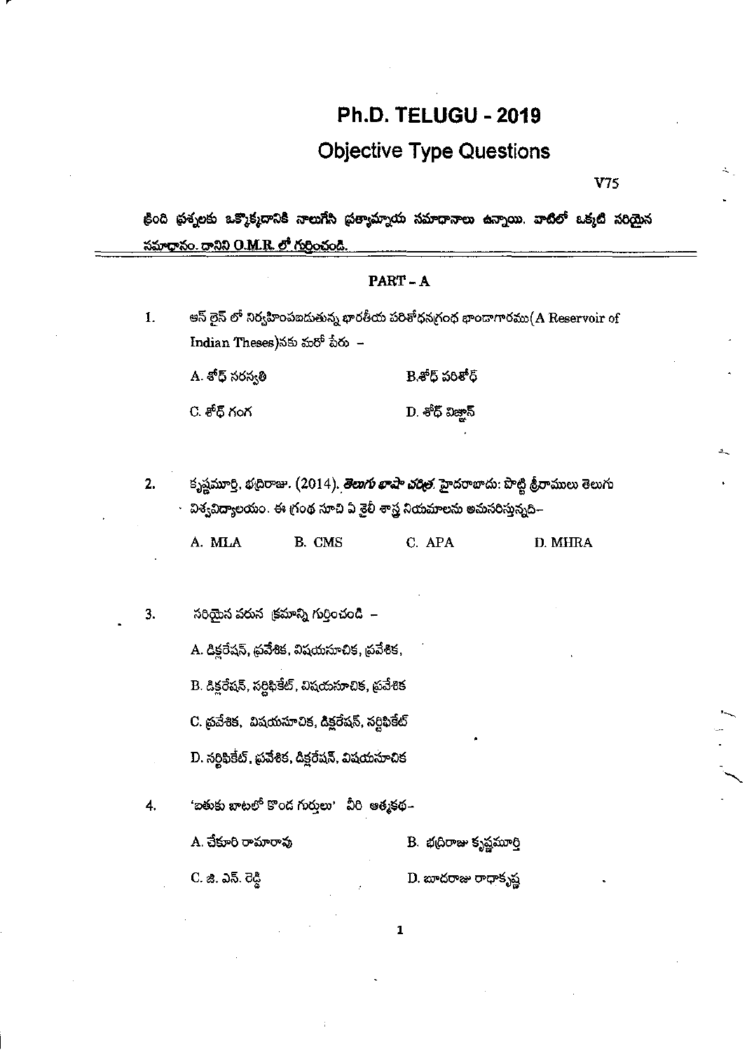# Ph.D. TELUGU - 2019

## Objective Type Questions

V75

క్రింది ప్రశ్నలకు ఒక్కొక్కదానికి నాలుగేసి ప్రత్యామ్నాయ సమాధానాలు ఉన్నాయి. వాటిలో ఒక్కటి సరియైన సమాధానం. దానిని O.M.R. లో గుర్తించండి.

### PART - A

1. ఆన్ లైన్ లో నిర్వహింపబడుతున్న భారతీయ పరిశోధనగ్రంథ భాండాగారము(A Reservoir of Indian Theses)నకు మరో పేరు –

   A. శోధ్ సరస్వతి　　B. శోధ్ పరిశోధ్

   C. శోధ్ గంగ　　D. శోధ్ విజ్ఞాన్

2. కృష్ణమూర్తి, భద్రిరాజు. (2014). *తెలుగు భాషా చరిత్ర*. హైదరాబాదు: పొట్టి శ్రీరాములు తెలుగు విశ్వవిద్యాలయం. ఈ గ్రంథ సూచి ఏ శైలీ శాస్త్ర నియమాలను అనుసరిస్తున్నది–

   A. MLA　　B. CMS　　C. APA　　D. MHRA

3. సరియైన వరుస క్రమాన్ని గుర్తించండి –

   A. డిక్లరేషన్, ప్రవేశిక, విషయసూచిక, ప్రవేశిక,

   B. డిక్లరేషన్, సర్టిఫికేట్, విషయసూచిక, ప్రవేశిక

   C. ప్రవేశిక, విషయసూచిక, డిక్లరేషన్, సర్టిఫికేట్

   D. సర్టిఫికేట్, ప్రవేశిక, డిక్లరేషన్, విషయసూచిక

4. 'బతుకు బాటలో కొంద గుర్తులు' వీరి ఆత్మకథ–

   A. చేకూరి రామారావు　　B. భద్రిరాజు కృష్ణమూర్తి

   C. జి. ఎన్. రెడ్డి　　D. బూదరాజు రాధాకృష్ణ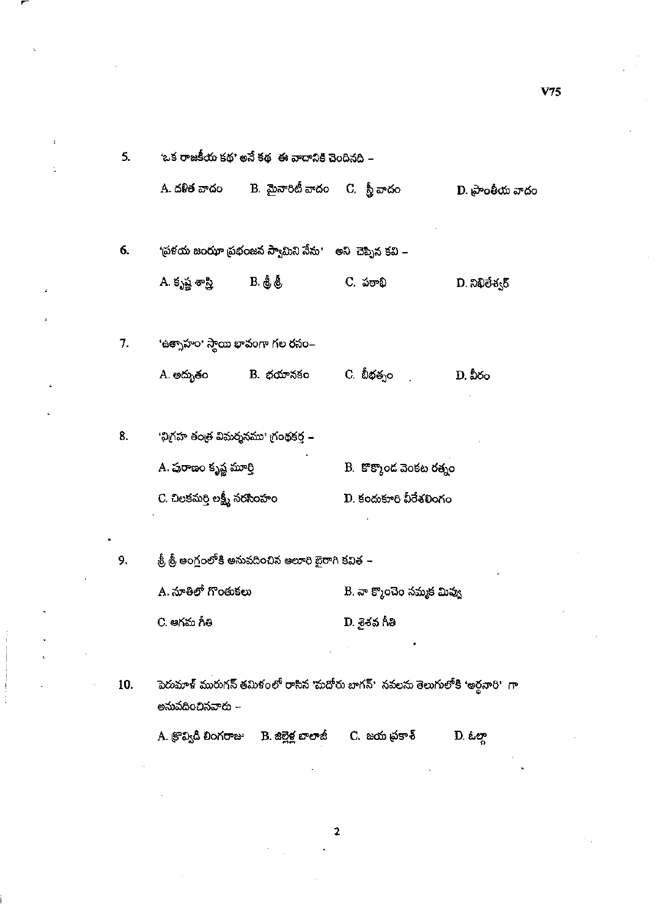5. 'ఒక రాజకీయ కథ' అనే కథ ఈ వాదానికి చెందినది –

A. దళిత వాదం B. మైనారిటీ వాదం C. స్త్రీ వాదం D. ప్రాంతీయ వాదం

6. 'ప్రళయ జంఝూ ప్రభంజన స్వామిని నేను' అని చెప్పిన కవి –

A. కృష్ణ శాస్త్రి B. శ్రీ శ్రీ C. పఠాభి D. నిఖిలేశ్వర్

7. 'ఉత్సాహం' స్థాయి భావంగా గల రసం–

A. అద్భుతం B. భయానకం C. బీభత్సం D. వీరం

8. 'విగ్రహ తంత్ర విమర్శనము' గ్రంథకర్త –

A. పురాణం కృష్ణ మూర్తి

B. కొక్కొండ వెంకట రత్నం

C. చిలకమర్తి లక్ష్మీ నరసింహం

D. కందుకూరి వీరేశలింగం

9. శ్రీ శ్రీ ఆంగ్లంలోకి అనువదించిన ఆలూరి బైరాగి కవిత –

A. నూతిలో గొంతుకలు

B. నా కొంచెం నమ్మక మివ్వు

C. ఆగమ గీతి

D. శైశవ గీతి

10. పెరుమాళ్ మురుగన్ తమిళంలో రాసిన 'మదోరు బాగన్' నవలను తెలుగులోకి 'అర్ధనారి' గా అనువదించినవారు –

A. క్రొవ్విడి లింగరాజు B. జిల్లెళ్ల బాలాజీ C. జయ ప్రకాశ్ D. ఓల్గా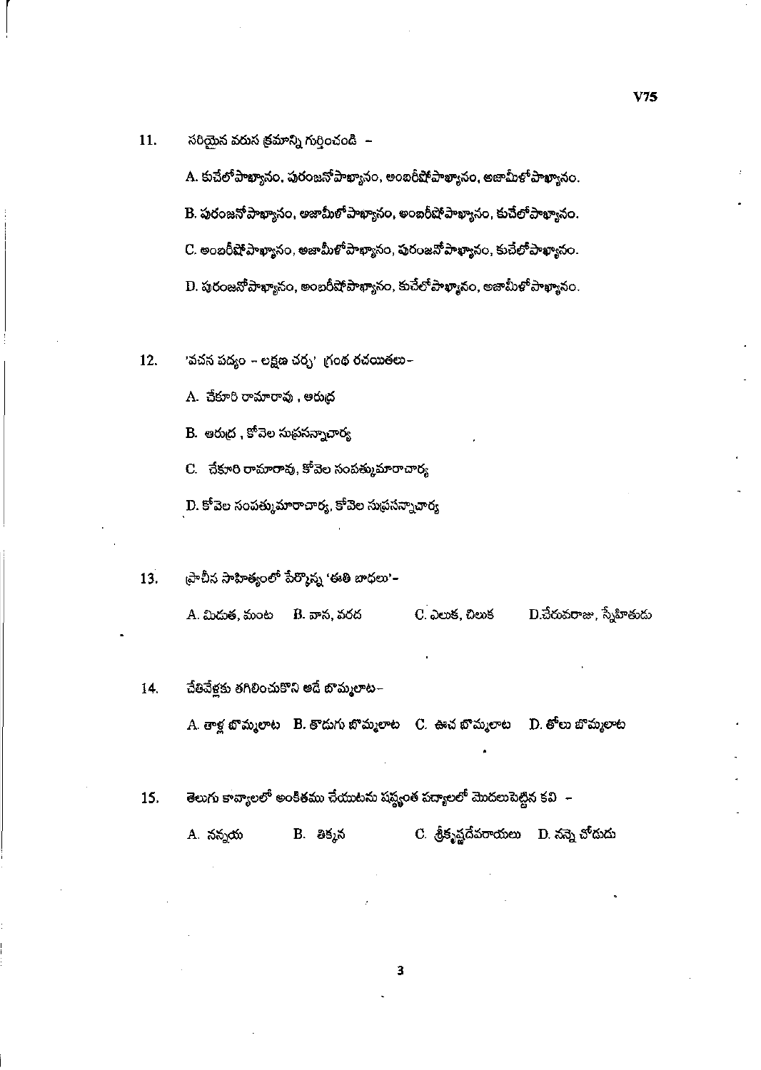11. సరియైన వరుస క్రమాన్ని గుర్తించండి -

A. కుచేలోపాఖ్యానం, పురంజనోపాఖ్యానం, అంబరీషోపాఖ్యానం, అజామీళోపాఖ్యానం.

B. పురంజనోపాఖ్యానం, అజామీళోపాఖ్యానం, అంబరీషోపాఖ్యానం, కుచేలోపాఖ్యానం.

C. అంబరీషోపాఖ్యానం, అజామీళోపాఖ్యానం, పురంజనోపాఖ్యానం, కుచేలోపాఖ్యానం.

D. పురంజనోపాఖ్యానం, అంబరీషోపాఖ్యానం, కుచేలోపాఖ్యానం, అజామీళోపాఖ్యానం.

12. 'వచన పద్యం - లక్షణ చర్చ' గ్రంథ రచయితలు-

A. చేకూరి రామారావు , ఆరుద్ర

B. ఆరుద్ర , కోవెల సుప్రసన్నాచార్య

C. చేకూరి రామారావు, కోవెల సంపత్కుమారాచార్య

D. కోవెల సంపత్కుమారాచార్య, కోవెల సుప్రసన్నాచార్య

13. ప్రాచీన సాహిత్యంలో పేర్కొన్న 'ఈతి బాధలు'-

A. మిడుత, మంట B. వాన, వరద C. ఎలుక, చిలుక D.చేరువరాజు, స్నేహితుడు

14. చేతివేళ్లకు తగిలించుకొని ఆడే బొమ్మలాట-

A. తాళ్ల బొమ్మలాట B. తొడుగు బొమ్మలాట C. ఊచ బొమ్మలాట D. తోలు బొమ్మలాట

15. తెలుగు కావ్యాలలో అంకితము చేయుటను షష్ఠ్యంత పద్యాలలో మొదలుపెట్టిన కవి -

A. నన్నయ B. తిక్కన C. శ్రీకృష్ణదేవరాయలు D. నన్నె చోడుడు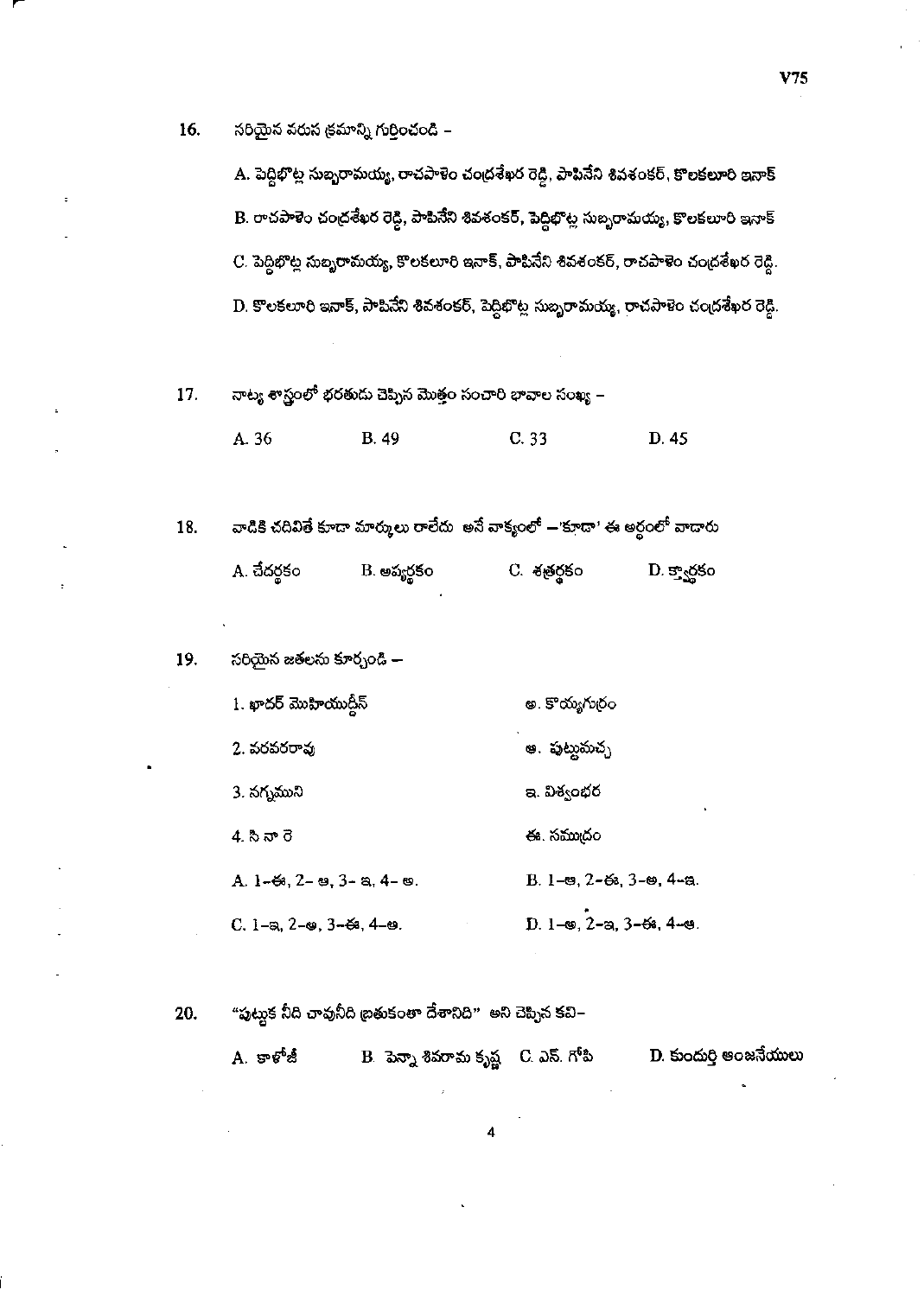16. సరియైన వరుస క్రమాన్ని గుర్తించండి –

A. పెద్దిభొట్ల సుబ్బరామయ్య, రాచపాళెం చంద్రశేఖర రెడ్డి, పాపినేని శివశంకర్, కొలకలూరి ఇనాక్

B. రాచపాళెం చంద్రశేఖర రెడ్డి, పాపినేని శివశంకర్, పెద్దిభొట్ల సుబ్బరామయ్య, కొలకలూరి ఇనాక్

C. పెద్దిభొట్ల సుబ్బరామయ్య, కొలకలూరి ఇనాక్, పాపినేని శివశంకర్, రాచపాళెం చంద్రశేఖర రెడ్డి.

D. కొలకలూరి ఇనాక్, పాపినేని శివశంకర్, పెద్దిభొట్ల సుబ్బరామయ్య, రాచపాళెం చంద్రశేఖర రెడ్డి.

17. నాట్య శాస్త్రంలో భరతుడు చెప్పిన మొత్తం సంచారి భావాల సంఖ్య –

A. 36 B. 49 C. 33 D. 45

18. వాడికి చదివితే కూడా మార్కులు రాలేదు అనే వాక్యంలో –'కూడా' ఈ అర్థంలో వాడారు

A. చేదర్థకం B. అప్యర్థకం C. శత్రర్థకం D. క్త్వార్థకం

19. సరియైన జతలను కూర్చండి –

| | |
|---|---|
| 1. ఖాదర్ మొహియుద్దీన్ | అ. కొయ్యగుర్రం |
| 2. వరవరరావు | ఆ. పుట్టుమచ్చ |
| 3. నగ్నముని | ఇ. విశ్వంభర |
| 4. సి నా రె | ఈ. సముద్రం |

A. 1–ఈ, 2– ఆ, 3– ఇ, 4– అ. B. 1–ఆ, 2–ఈ, 3–అ, 4–ఇ.

C. 1–ఇ, 2–ఆ, 3–ఈ, 4–అ. D. 1–అ, 2–ఇ, 3–ఈ, 4–ఆ.

20. "పుట్టుక నీది చావునీది బ్రతుకంతా దేశానిది" అని చెప్పిన కవి–

A. కాళోజీ B. పెన్నా శివరామ కృష్ణ C. ఎన్. గోపి D. కుందుర్తి ఆంజనేయులు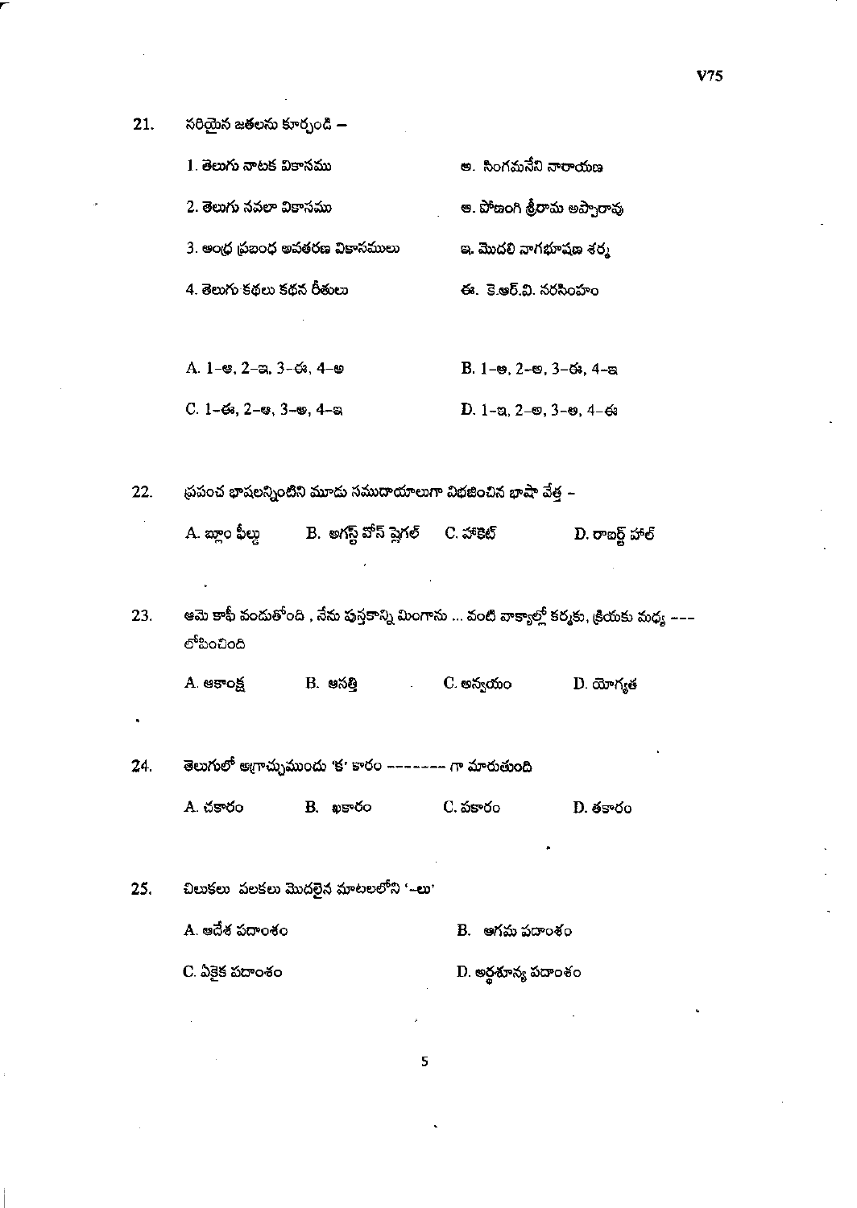21. సరియైన జతలను కూర్చండి –

| | |
|---|---|
| 1. తెలుగు నాటక వికాసము | అ. సింగమనేని నారాయణ |
| 2. తెలుగు నవలా వికాసము | ఆ. పోణంగి శ్రీరామ అప్పారావు |
| 3. ఆంధ్ర ప్రబంధ అవతరణ వికాసములు | ఇ. మొదలి నాగభూషణ శర్మ |
| 4. తెలుగు కథలు కథన రీతులు | ఈ. కె.ఆర్.వి. నరసింహం |

A. 1–ఆ, 2–ఇ, 3–ఈ, 4–అ  
B. 1–ఆ, 2–అ, 3–ఈ, 4–ఇ  
C. 1–ఈ, 2–ఆ, 3–అ, 4–ఇ  
D. 1–ఇ, 2–అ, 3–ఆ, 4–ఈ

22. ప్రపంచ భాషలన్నింటిని మూడు సముదాయాలుగా విభజించిన భాషా వేత్త –

A. బ్లూం ఫీల్డ్  
B. అగస్ట్ వోన్ ష్లెగల్  
C. హాకెట్  
D. రాబర్ట్ హాల్

23. ఆమె కాఫీ వండుతోంది , నేను పుస్తకాన్ని మింగాను ... వంటి వాక్యాల్లో కర్మకు, క్రియకు మధ్య --- లోపించింది

A. ఆకాంక్ష  
B. ఆసత్తి  
C. అన్వయం  
D. యోగ్యత

24. తెలుగులో అగాచ్చుముందు 'క' కారం -------- గా మారుతుంది

A. చకారం  
B. ఖకారం  
C. పకారం  
D. తకారం

25. చిలుకలు పలకలు మొదలైన మాటలలోని '–లు'

A. ఆదేశ పదాంశం  
B. ఆగమ పదాంశం  
C. ఏకైక పదాంశం  
D. అర్థశూన్య పదాంశం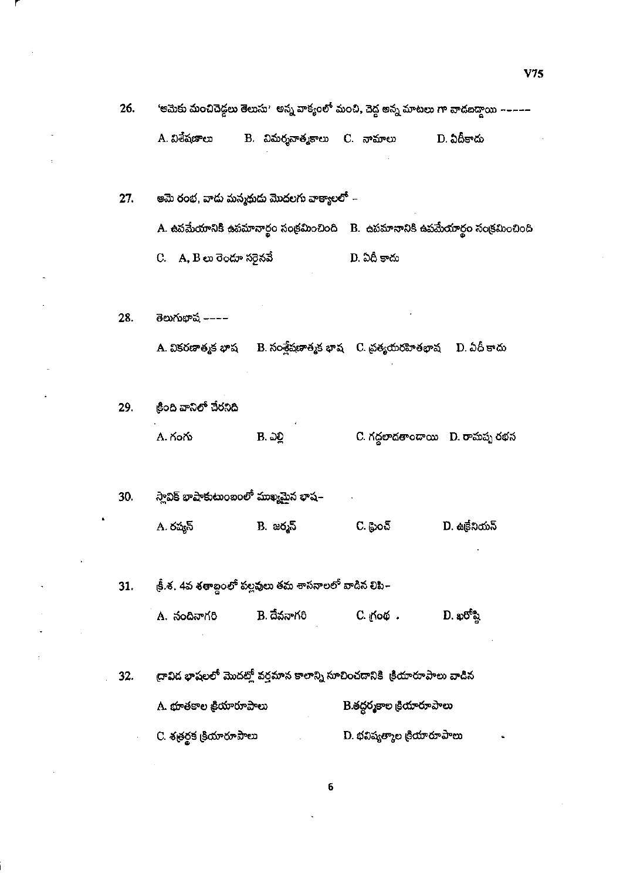26. 'ఆమెకు మంచిచెడ్డలు తెలుసు' అన్న వాక్యంలో మంచి, చెడ్డ అన్న మాటలు గా వాడబడ్డాయి -----

A. విశేషణాలు B. విమర్శనాత్మకాలు C. నామాలు D. ఏదీకాదు

27. ఆమె రంభ, వాడు మన్మథుడు మొదలగు వాక్యాలలో -

A. ఉపమేయానికి ఉపమానార్థం సంక్రమించింది B. ఉపమానానికి ఉపమేయార్థం సంక్రమించింది

C. A, B లు రెండూ సరైనవే D. ఏదీ కాదు

28. తెలుగుభాష ----

A. వికరణాత్మక భాష B. సంశ్లేషణాత్మక భాష C. ప్రత్యయరహితభాష D. ఏదీ కాదు

29. క్రింది వానిలో చేరనిది

A. గంగు B. ఎల్లి C. గద్దలాడతాండాయి D. రామప్ప రభస

30. స్లావిక్ భాషాకుటుంబంలో ముఖ్యమైన భాష-

A. రష్యన్ B. జర్మన్ C. ఫ్రెంచ్ D. ఉక్రేనియన్

31. క్రీ.శ. 4వ శతాబ్దంలో పల్లవులు తమ శాసనాలలో వాడిన లిపి-

A. నందినాగరి B. దేవనాగరి C. గ్రంథ . D. ఖరోష్ఠి

32. ద్రావిడ భాషలలో మొదట్లో వర్తమాన కాలాన్ని సూచించడానికి క్రియారూపాలు వాడిన

A. భూతకాల క్రియారూపాలు B. తద్ధర్మకాల క్రియారూపాలు

C. శత్రర్థక క్రియారూపాలు D. భవిష్యత్కాల క్రియారూపాలు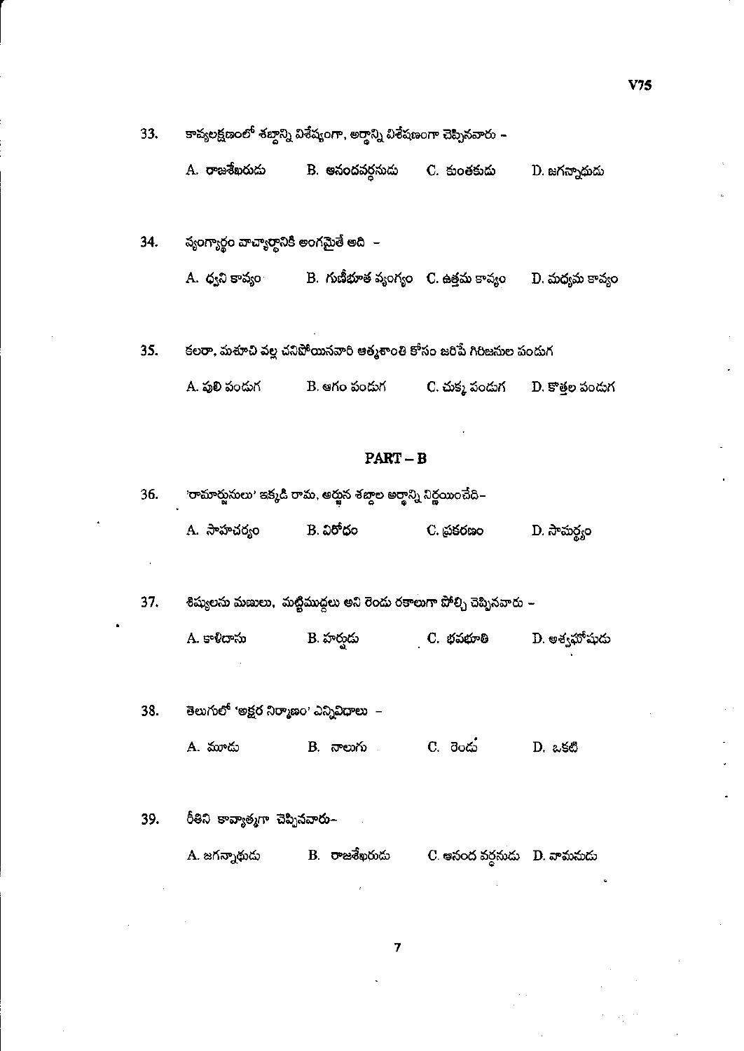33. కావ్యలక్షణంలో శబ్దాన్ని విశేష్యంగా, అర్థాన్ని విశేషణంగా చెప్పినవారు -

A. రాజశేఖరుడు B. ఆనందవర్ధనుడు C. కుంతకుడు D. జగన్నాథుడు

34. వ్యంగ్యార్థం వాచ్యార్థానికి అంగమైతే అది -

A. ధ్వని కావ్యం B. గుణీభూత వ్యంగ్యం C. ఉత్తమ కావ్యం D. మధ్యమ కావ్యం

35. కలరా, మశూచి వల్ల చనిపోయినవారి ఆత్మశాంతి కోసం జరిపే గిరిజనుల పండుగ

A. పులి పండుగ B. ఆగం పండుగ C. చుక్క పండుగ D. కొత్తల పండుగ

## PART – B

36. 'రామార్జునులు' ఇక్కడి రామ, అర్జున శబ్దాల అర్థాన్ని నిర్ణయించేది-

A. సాహచర్యం B. విరోధం C. ప్రకరణం D. సామర్థ్యం

37. శిష్యులను మణులు, మట్టిముద్దలు అని రెండు రకాలుగా పోల్చి చెప్పినవారు -

A. కాళిదాసు B. హర్షుడు C. భవభూతి D. అశ్వఘోషుడు

38. తెలుగులో 'అక్షర నిర్మాణం' ఎన్నివిధాలు -

A. మూడు B. నాలుగు C. రెండు D. ఒకటి

39. రీతిని కావ్యాత్మగా చెప్పినవారు-

A. జగన్నాథుడు B. రాజశేఖరుడు C. ఆనంద వర్ధనుడు D. వామనుడు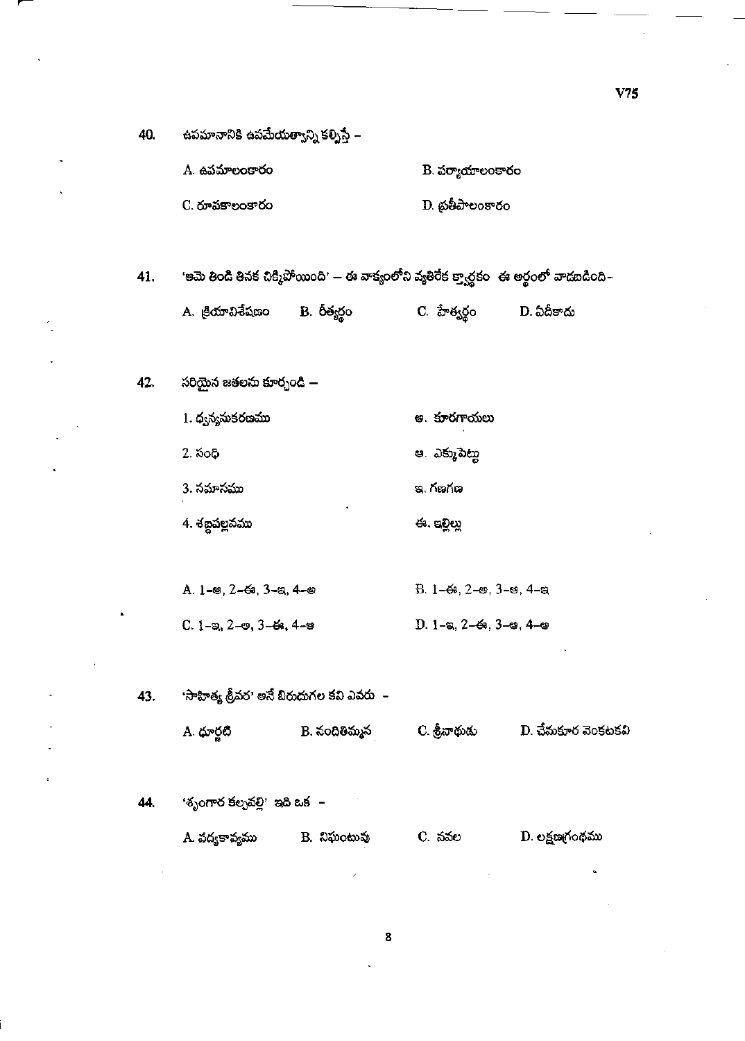40. ఉపమానానికి ఉపమేయత్వాన్ని కల్పిస్తే –

A. ఉపమాలంకారం	B. పర్యాయాలంకారం

C. రూపకాలంకారం	D. ప్రతీపాలంకారం

41. 'ఆమె తిండి తినక చిక్కిపోయింది' – ఈ వాక్యంలోని వ్యతిరేక క్త్వార్థకం ఈ అర్థంలో వాడబడింది-

A. క్రియావిశేషణం	B. రీత్యర్థం	C. హేత్వర్థం	D. ఏదీకాదు

42. సరియైన జతలను కూర్చండి –

1. ధ్వన్యనుకరణము	అ. కూరగాయలు

2. సంధి	ఆ. ఎక్కుపెట్టు

3. సమాసము	ఇ. గణగణ

4. శబ్దపల్లవము	ఈ. ఇల్లిల్లు

A. 1–ఆ, 2–ఈ, 3–ఇ, 4–అ	B. 1–ఈ, 2–అ, 3–ఆ, 4–ఇ

C. 1–ఇ, 2–అ, 3–ఈ, 4–ఆ	D. 1–ఇ, 2–ఈ, 3–అ, 4–ఆ

43. 'సాహిత్య శ్రీవర' అనే బిరుదుగల కవి ఎవరు –

A. ధూర్జటి	B. నందితిమ్మన	C. శ్రీనాథుడు	D. చేమకూర వెంకటకవి

44. 'శృంగార కల్పవల్లి' ఇది ఒక –

A. పద్యకావ్యము	B. నిఘంటువు	C. నవల	D. లక్షణగ్రంథము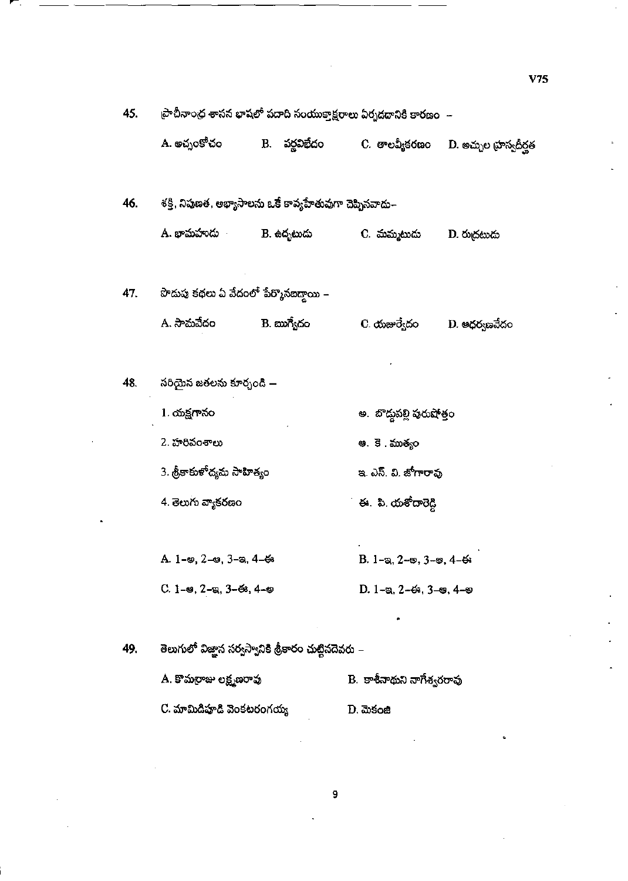45. ప్రాచీనాంధ్ర శాసన భాషలో పదాది సంయుక్తాక్షరాలు ఏర్పడడానికి కారణం –

A. అచ్చంకోచం  B. వర్ణవిభేదం  C. తాలవ్యీకరణం  D. అచ్చుల హ్రస్వదీర్ఘత

46. శక్తి, నిపుణత, అభ్యాసాలను ఒకే కావ్యహేతువుగా చెప్పినవాడు–

A. భామహుడు  B. ఉద్భటుడు  C. మమ్మటుడు  D. రుద్రటుడు

47. సొడుష్ఠ కథలు ఏ వేదంలో పేర్కొనబడ్డాయి –

A. సామవేదం  B. ఋగ్వేదం  C. యజుర్వేదం  D. అథర్వణవేదం

48. సరియైన జతలను కూర్చండి –

| | |
|---|---|
| 1. యక్షగానం | అ. బొడ్డుపల్లి పురుషోత్తం |
| 2. హరివంశాలు | ఆ. కె . ముత్యం |
| 3. శ్రీకాకుళోద్యమ సాహిత్యం | ఇ. ఎస్. వి. జోగారావు |
| 4. తెలుగు వ్యాకరణం | ఈ. పి. యశోదారెడ్డి |

A. 1–అ, 2–ఆ, 3–ఇ, 4–ఈ  B. 1–ఇ, 2–అ, 3–ఆ, 4–ఈ

C. 1–ఆ, 2–ఇ, 3–ఈ, 4–అ  D. 1–ఇ, 2–ఈ, 3–ఆ, 4–అ

49. తెలుగులో విజ్ఞాన సర్వస్వానికి శ్రీకారం చుట్టినదెవరు –

A. కొమర్రాజు లక్ష్మణరావు  B. కాశీనాథుని నాగేశ్వరరావు

C. మామిడిపూడి వెంకటరంగయ్య  D. మెకంజి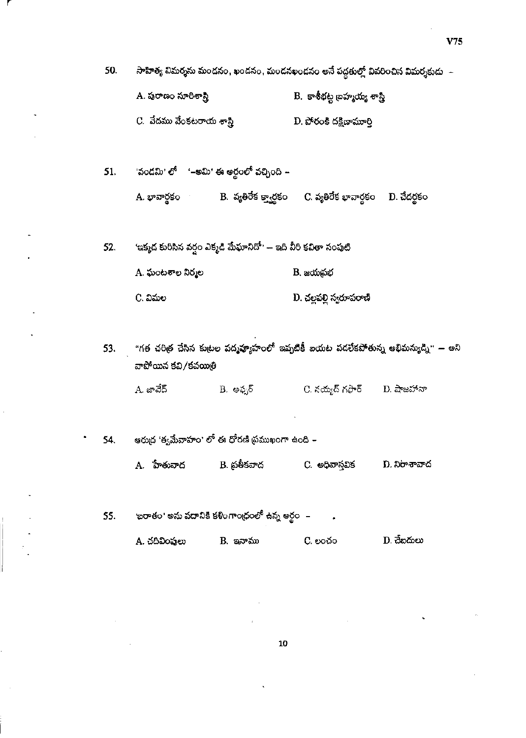50. సాహిత్య విమర్శను మండనం, ఖండనం, మండనఖండనం అనే పద్ధతుల్లో వివరించిన విమర్శకుడు -

A. పురాణం సూరిశాస్త్రి
B. కాశీభట్ట బ్రహ్మయ్య శాస్త్రి
C. వేదము వేంకటరాయ శాస్త్రి
D. పోరంకి దక్షిణామూర్తి

51. 'వండమి' లో '-అమి' ఈ అర్థంలో వచ్చింది -

A. భావార్థకం  B. వ్యతిరేక క్త్వార్థకం  C. వ్యతిరేక భావార్థకం  D. చేదర్థకం

52. 'ఇక్కడ కురిసిన వర్షం ఎక్కడి మేఘానిదో' – ఇది వీరి కవితా సంపుటి

A. ఘంటశాల నిర్మల
B. జయప్రభ
C. విమల
D. చల్లపల్లి స్వరూపరాణి

53. "గత చరిత్ర చేసిన కుట్రల పద్మవ్యూహంలో ఇప్పటికీ బయట పడలేకపోతున్న అభిమన్యుడ్ని" – అని వాపోయిన కవి/కవయిత్రి

A. జావేద్  B. అఫ్సర్  C. సయ్యద్ గఫార్  D. షాజహానా

54. ఆరుద్ర 'త్వమేవాహం' లో ఈ ధోరణి ప్రముఖంగా ఉంది -

A. హేతువాద  B. ప్రతీకవాద  C. అధివాస్తవిక  D. నిరాశావాద

55. 'ఐరాతం' అను పదానికి కళింగాంధ్రంలో ఉన్న అర్థం -

A. చదివింపులు  B. ఇనాము  C. లంచం  D. చేబదులు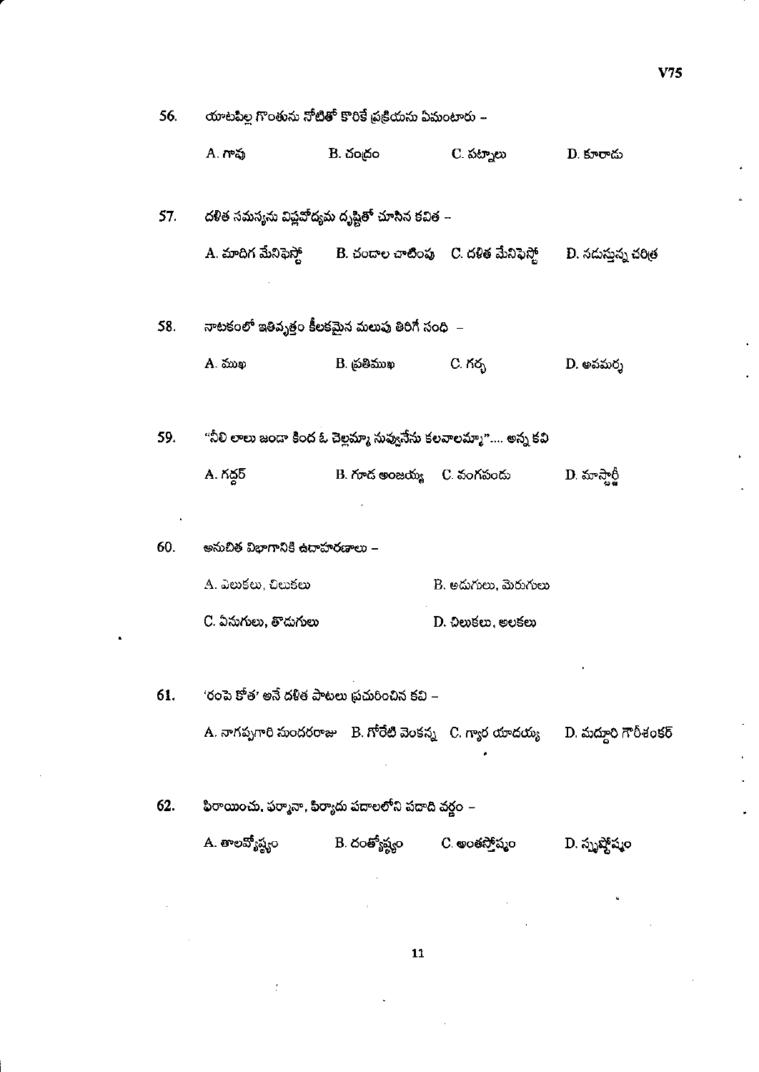56. యాటపిల్ల గొంతును నోటితో కొరికే ప్రక్రియను ఏమంటారు –

A. గావు B. చంద్రం C. పట్నాలు D. కూరాడు

57. దళిత సమస్యను విప్లవోద్యమ దృష్టితో చూసిన కవిత –

A. మాదిగ మేనిఫెస్టో B. చండాల చాటింపు C. దళిత మేనిఫెస్టో D. నదుస్తున్న చరిత్ర

58. నాటకంలో ఇతివృత్తం కీలకమైన మలుపు తిరిగే సంధి –

A. ముఖ B. ప్రతిముఖ C. గర్భ D. అవమర్శ

59. "నీలి లాలు జండా కింద ఓ చెల్లమ్మా నువ్వునేను కలవాలమ్మా".... అన్న కవి

A. గద్దర్ B. గూడ అంజయ్య C. వంగపండు D. మాస్టార్జీ

60. అనుచిత విభాగానికి ఉదాహరణాలు –

A. ఎలుకలు, చిలుకలు

B. అడుగులు, మెరుగులు

C. ఏనుగులు, తొడుగులు

D. చిలుకలు, అలకలు

61. 'రంపె కోత' అనే దళిత పాటలు ప్రచురించిన కవి –

A. నాగప్పగారి సుందరరాజు B. గోరేటి వెంకన్న C. గ్యార యాదయ్య D. మద్దూరి గౌరీశంకర్

62. ఫిరాయించు, ఫర్మానా, ఫిర్యాదు పదాలలోని పదాది వర్ణం –

A. తాలవ్యోష్మం B. దంత్యోష్మం C. అంతస్థోష్మం D. స్పృష్టోష్మం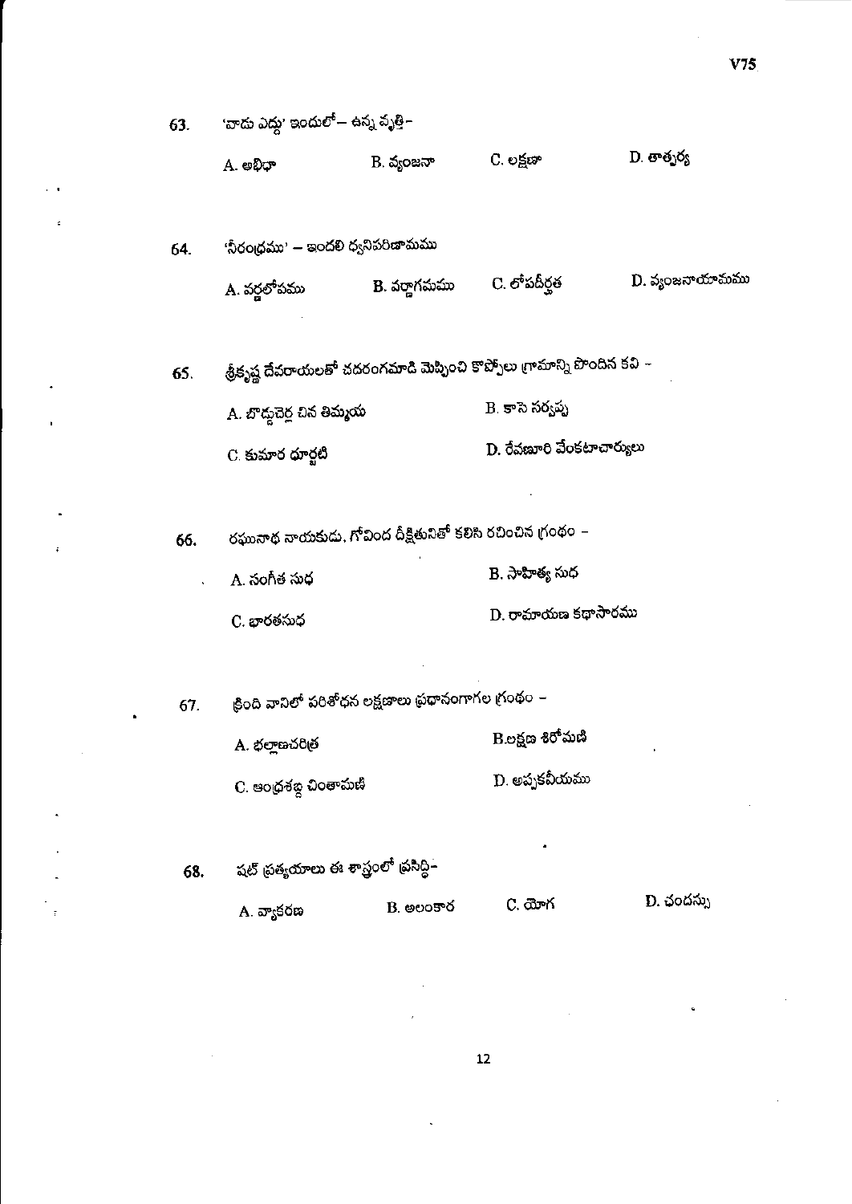63. 'వాడు ఎద్దు' ఇందులో— ఉన్న వృత్తి-

A. అభిధా B. వ్యంజనా C. లక్షణా D. తాత్పర్య

64. 'నీరంధ్రము' – ఇందలి ధ్వనిపరిణామము

A. వర్ణలోపము B. వర్ణాగమము C. లోపదీర్ఘత D. వ్యంజనాయామము

65. శ్రీకృష్ణ దేవరాయలతో చదరంగమాడి మెప్పించి కొప్పోలు గ్రామాన్ని పొందిన కవి -

A. బొద్దుచెర్ల చిన తిమ్మయ
B. కాసె సర్వప్ప
C. కుమార ధూర్జటి
D. రేవణూరి వేంకటాచార్యులు

66. రఘునాథ నాయకుడు, గోవింద దీక్షితునితో కలిసి రచించిన గ్రంథం -

A. సంగీత సుధ
B. సాహిత్య సుధ
C. భారతసుధ
D. రామాయణ కథాసారము

67. క్రింది వానిలో పరిశోధన లక్షణాలు ప్రధానంగాగల గ్రంథం -

A. భల్లాణచరిత్ర
B.లక్షణ శిరోమణి
C. ఆంధ్రశబ్ద చింతామణి
D. అప్పకవీయము

68. షట్ ప్రత్యయాలు ఈ శాస్త్రంలో ప్రసిద్ధి-

A. వ్యాకరణ B. అలంకార C. యోగ D. ఛందస్సు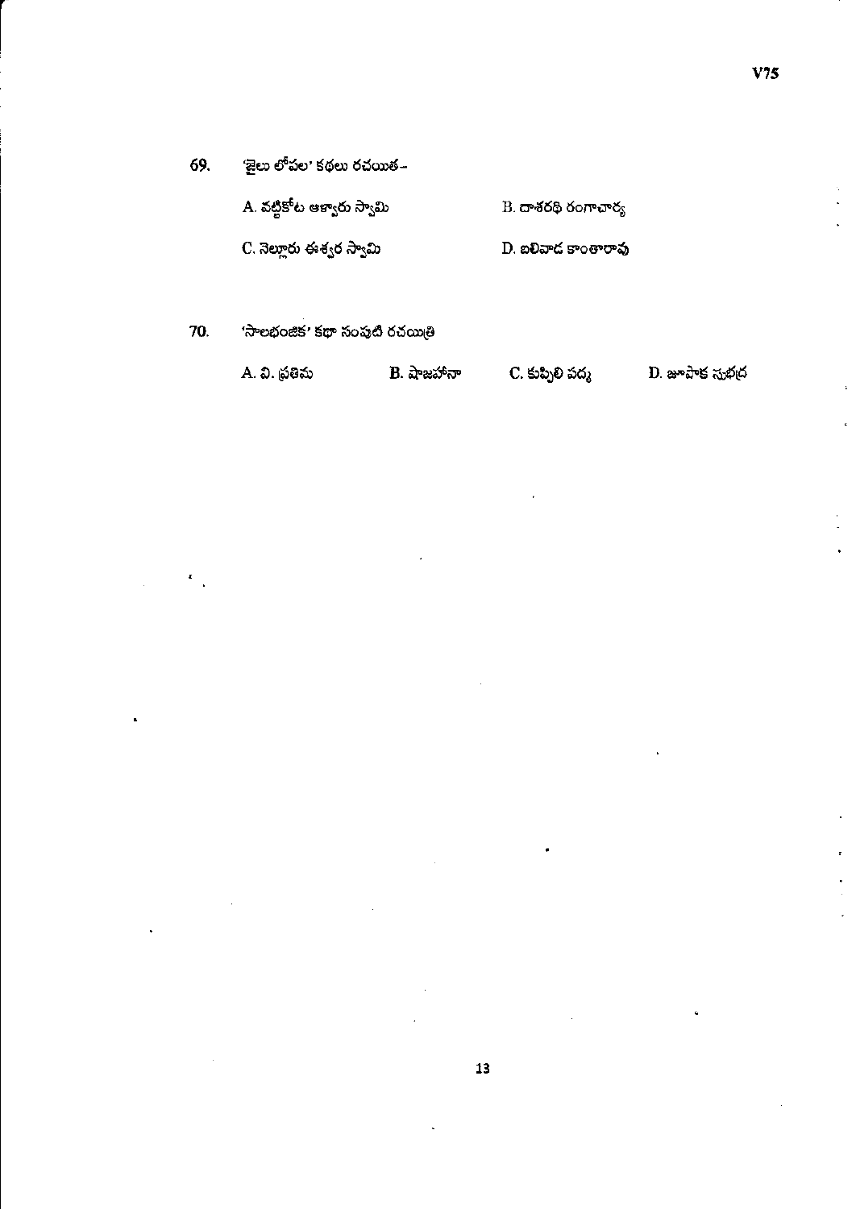69. 'జైలు లోపల' కథలు రచయిత–

A. వట్టికోట ఆళ్వారు స్వామి

B. దాశరథి రంగాచార్య

C. నెల్లూరు ఈశ్వర స్వామి

D. బలివాడ కాంతారావు

70. 'సాలభంజిక' కథా సంపుటి రచయిత్రి

A. వి. ప్రతిమ

B. షాజహానా

C. కుప్పిలి పద్మ

D. జూపాక సుభద్ర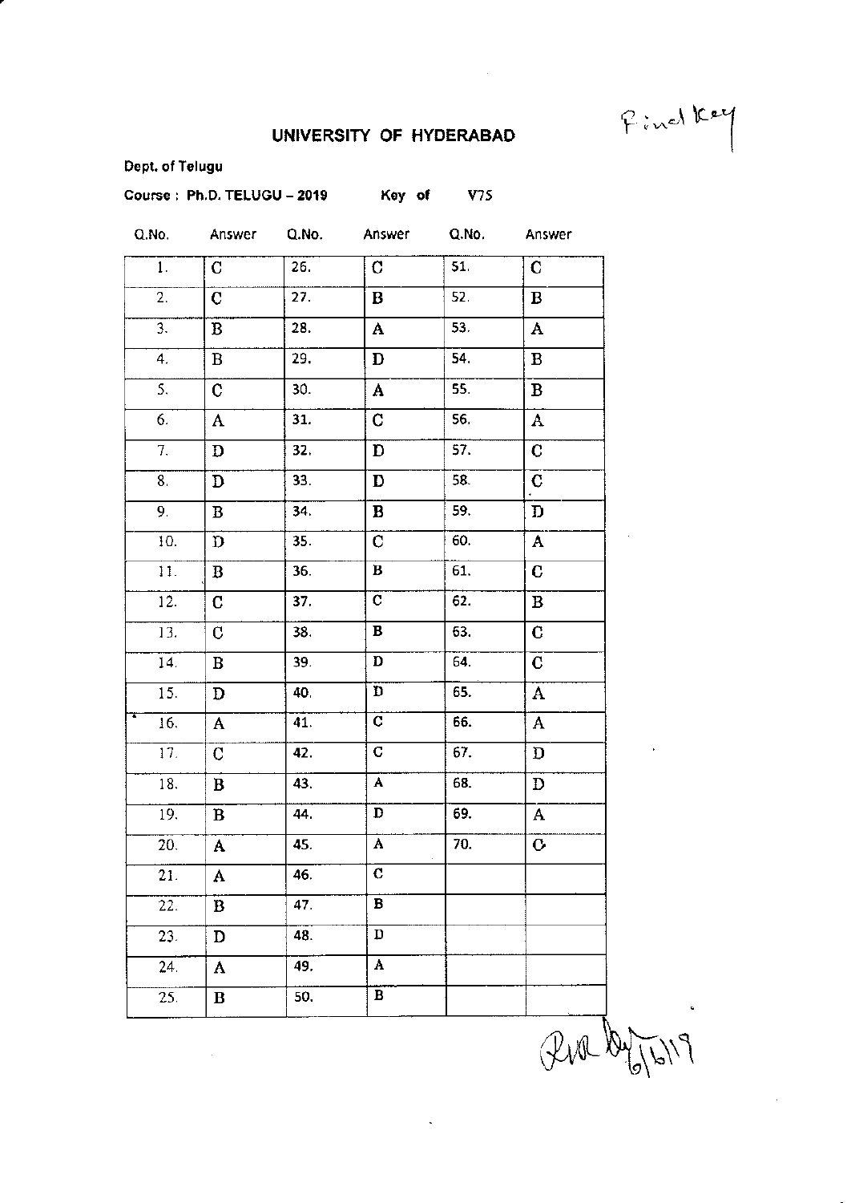Final key

# UNIVERSITY OF HYDERABAD

**Dept. of Telugu**

**Course : Ph.D. TELUGU – 2019** Key of V75

| Q.No. | Answer | Q.No. | Answer | Q.No. | Answer |
|---|---|---|---|---|---|
| 1. | C | 26. | C | 51. | C |
| 2. | C | 27. | B | 52. | B |
| 3. | B | 28. | A | 53. | A |
| 4. | B | 29. | D | 54. | B |
| 5. | C | 30. | A | 55. | B |
| 6. | A | 31. | C | 56. | A |
| 7. | D | 32. | D | 57. | C |
| 8. | D | 33. | D | 58. | C |
| 9. | B | 34. | B | 59. | D |
| 10. | D | 35. | C | 60. | A |
| 11. | B | 36. | B | 61. | C |
| 12. | C | 37. | C | 62. | B |
| 13. | C | 38. | B | 63. | C |
| 14. | B | 39. | D | 64. | C |
| 15. | D | 40. | D | 65. | A |
| 16. | A | 41. | C | 66. | A |
| 17. | C | 42. | C | 67. | D |
| 18. | B | 43. | A | 68. | D |
| 19. | B | 44. | D | 69. | A |
| 20. | A | 45. | A | 70. | C |
| 21. | A | 46. | C | | |
| 22. | B | 47. | B | | |
| 23. | D | 48. | D | | |
| 24. | A | 49. | A | | |
| 25. | B | 50. | B | | |

6/6/19